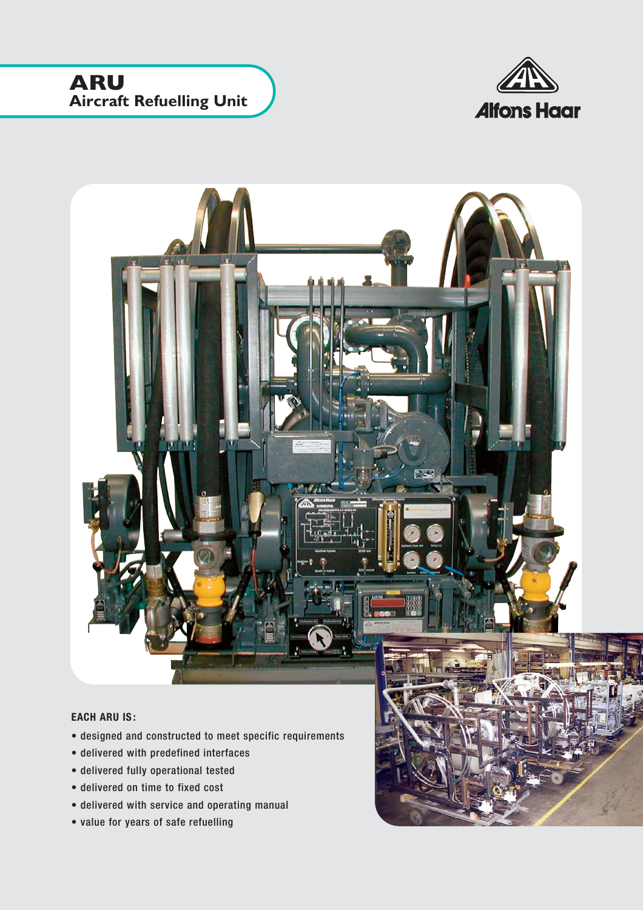# ARU
## Aircraft Refuelling Unit

Alfons Haar

**EACH ARU IS:**

- designed and constructed to meet specific requirements
- delivered with predefined interfaces
- delivered fully operational tested
- delivered on time to fixed cost
- delivered with service and operating manual
- value for years of safe refuelling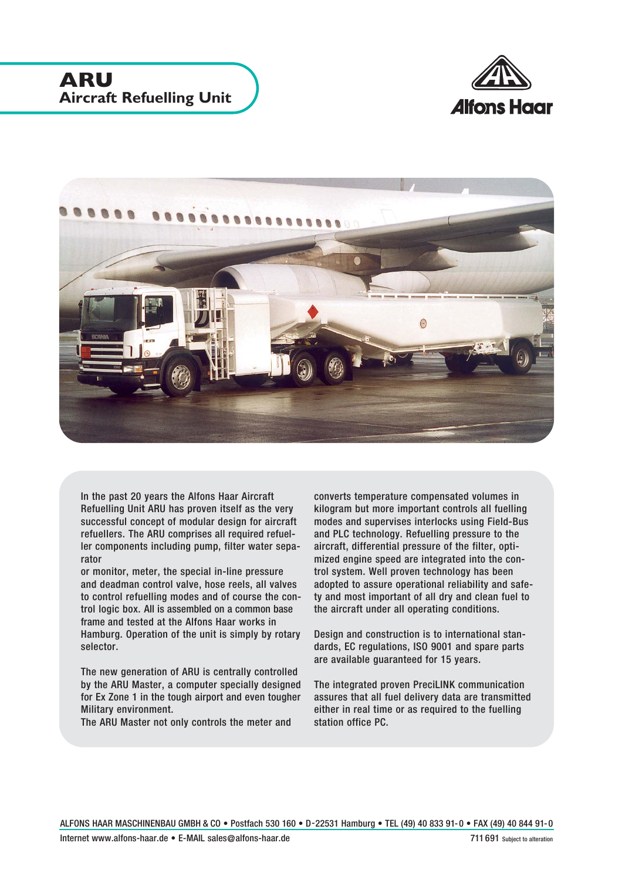# ARU
## Aircraft Refuelling Unit

Alfons Haar

In the past 20 years the Alfons Haar Aircraft Refuelling Unit ARU has proven itself as the very successful concept of modular design for aircraft refuellers. The ARU comprises all required refueller components including pump, filter water separator
or monitor, meter, the special in-line pressure and deadman control valve, hose reels, all valves to control refuelling modes and of course the control logic box. All is assembled on a common base frame and tested at the Alfons Haar works in Hamburg. Operation of the unit is simply by rotary selector.

The new generation of ARU is centrally controlled by the ARU Master, a computer specially designed for Ex Zone 1 in the tough airport and even tougher Military environment.
The ARU Master not only controls the meter and converts temperature compensated volumes in kilogram but more important controls all fuelling modes and supervises interlocks using Field-Bus and PLC technology. Refuelling pressure to the aircraft, differential pressure of the filter, optimized engine speed are integrated into the control system. Well proven technology has been adopted to assure operational reliability and safety and most important of all dry and clean fuel to the aircraft under all operating conditions.

Design and construction is to international standards, EC regulations, ISO 9001 and spare parts are available guaranteed for 15 years.

The integrated proven PreciLINK communication assures that all fuel delivery data are transmitted either in real time or as required to the fuelling station office PC.

ALFONS HAAR MASCHINENBAU GMBH & CO • Postfach 530 160 • D-22531 Hamburg • TEL (49) 40 833 91-0 • FAX (49) 40 844 91-0
Internet www.alfons-haar.de • E-MAIL sales@alfons-haar.de

711 691 Subject to alteration